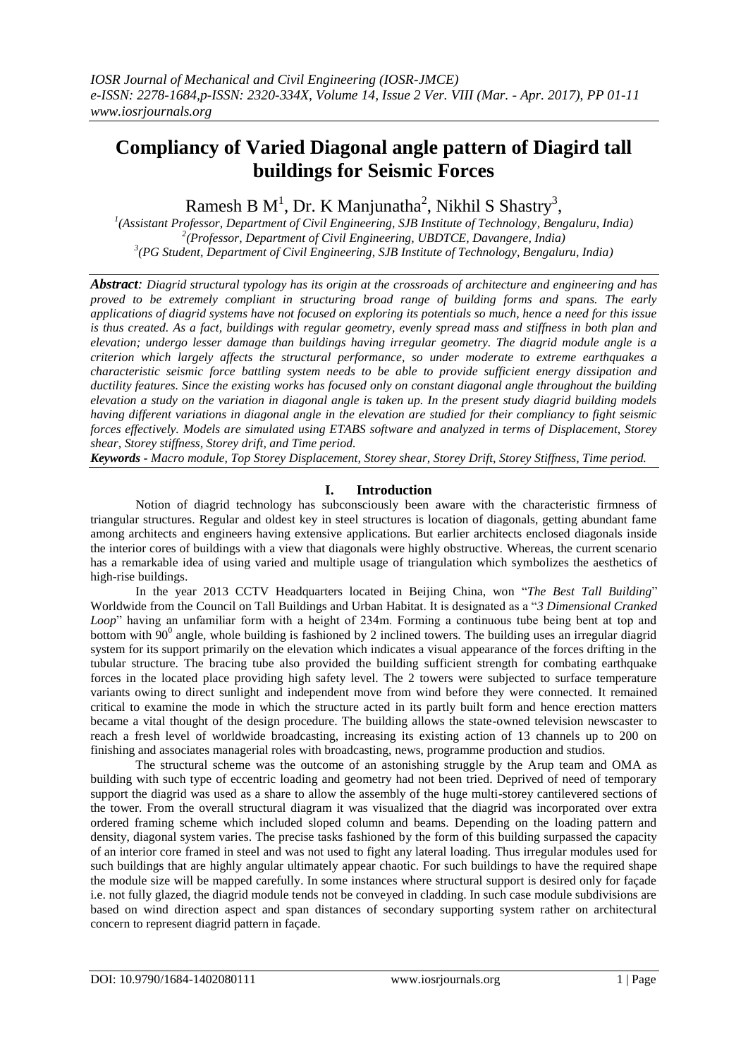# Compliancy of Varied Diagonal angle pattern of Diagird tall buildings for Seismic Forces

Ramesh B M[1], Dr. K Manjunatha[2], Nikhil S Shastry[3],

[1](Assistant Professor, Department of Civil Engineering, SJB Institute of Technology, Bengaluru, India)
[2](Professor, Department of Civil Engineering, UBDTCE, Davangere, India)
[3](PG Student, Department of Civil Engineering, SJB Institute of Technology, Bengaluru, India)

***Abstract**: Diagrid structural typology has its origin at the crossroads of architecture and engineering and has proved to be extremely compliant in structuring broad range of building forms and spans. The early applications of diagrid systems have not focused on exploring its potentials so much, hence a need for this issue is thus created. As a fact, buildings with regular geometry, evenly spread mass and stiffness in both plan and elevation; undergo lesser damage than buildings having irregular geometry. The diagrid module angle is a criterion which largely affects the structural performance, so under moderate to extreme earthquakes a characteristic seismic force battling system needs to be able to provide sufficient energy dissipation and ductility features. Since the existing works has focused only on constant diagonal angle throughout the building elevation a study on the variation in diagonal angle is taken up. In the present study diagrid building models having different variations in diagonal angle in the elevation are studied for their compliancy to fight seismic forces effectively. Models are simulated using ETABS software and analyzed in terms of Displacement, Storey shear, Storey stiffness, Storey drift, and Time period.*

***Keywords** - Macro module, Top Storey Displacement, Storey shear, Storey Drift, Storey Stiffness, Time period.*

## I. Introduction

Notion of diagrid technology has subconsciously been aware with the characteristic firmness of triangular structures. Regular and oldest key in steel structures is location of diagonals, getting abundant fame among architects and engineers having extensive applications. But earlier architects enclosed diagonals inside the interior cores of buildings with a view that diagonals were highly obstructive. Whereas, the current scenario has a remarkable idea of using varied and multiple usage of triangulation which symbolizes the aesthetics of high-rise buildings.

In the year 2013 CCTV Headquarters located in Beijing China, won "*The Best Tall Building*" Worldwide from the Council on Tall Buildings and Urban Habitat. It is designated as a "*3 Dimensional Cranked Loop*" having an unfamiliar form with a height of 234m. Forming a continuous tube being bent at top and bottom with $90^0$ angle, whole building is fashioned by 2 inclined towers. The building uses an irregular diagrid system for its support primarily on the elevation which indicates a visual appearance of the forces drifting in the tubular structure. The bracing tube also provided the building sufficient strength for combating earthquake forces in the located place providing high safety level. The 2 towers were subjected to surface temperature variants owing to direct sunlight and independent move from wind before they were connected. It remained critical to examine the mode in which the structure acted in its partly built form and hence erection matters became a vital thought of the design procedure. The building allows the state-owned television newscaster to reach a fresh level of worldwide broadcasting, increasing its existing action of 13 channels up to 200 on finishing and associates managerial roles with broadcasting, news, programme production and studios.

The structural scheme was the outcome of an astonishing struggle by the Arup team and OMA as building with such type of eccentric loading and geometry had not been tried. Deprived of need of temporary support the diagrid was used as a share to allow the assembly of the huge multi-storey cantilevered sections of the tower. From the overall structural diagram it was visualized that the diagrid was incorporated over extra ordered framing scheme which included sloped column and beams. Depending on the loading pattern and density, diagonal system varies. The precise tasks fashioned by the form of this building surpassed the capacity of an interior core framed in steel and was not used to fight any lateral loading. Thus irregular modules used for such buildings that are highly angular ultimately appear chaotic. For such buildings to have the required shape the module size will be mapped carefully. In some instances where structural support is desired only for façade i.e. not fully glazed, the diagrid module tends not be conveyed in cladding. In such case module subdivisions are based on wind direction aspect and span distances of secondary supporting system rather on architectural concern to represent diagrid pattern in façade.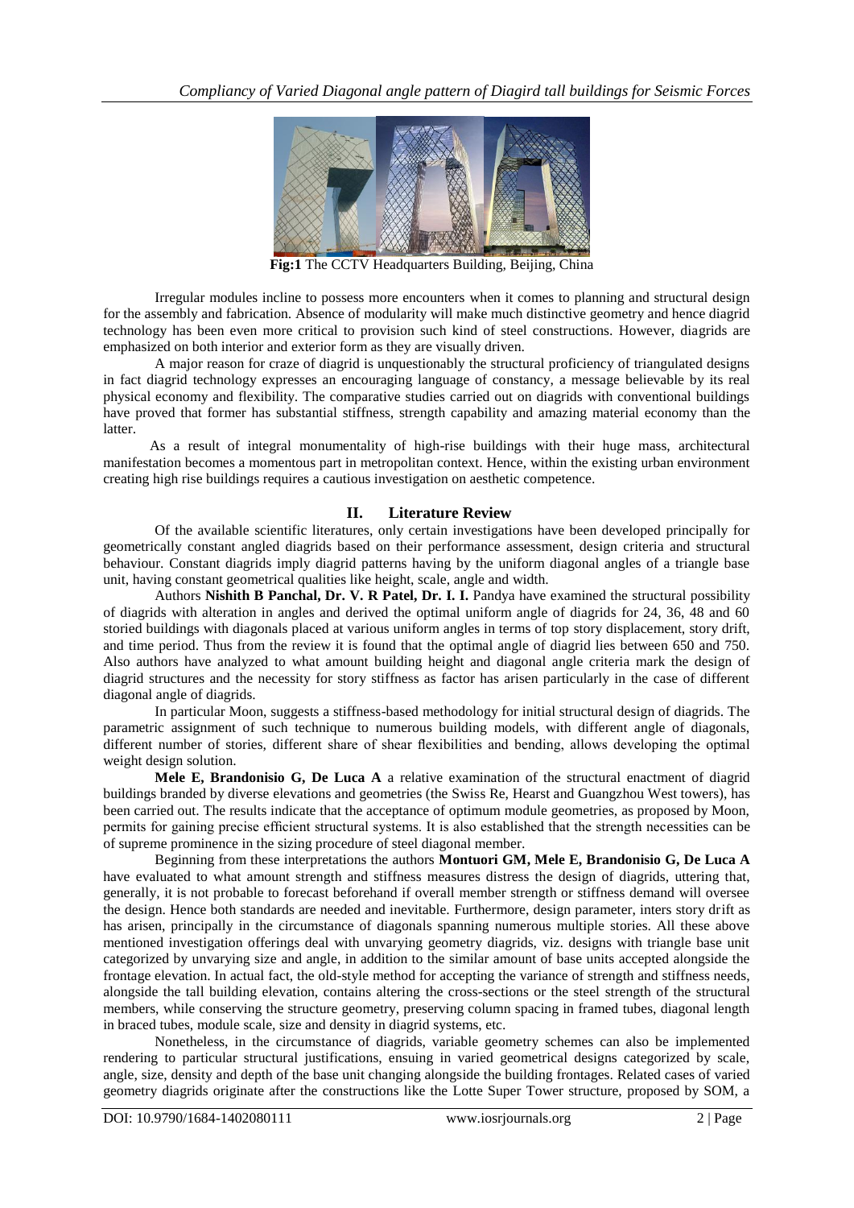**Fig:1** The CCTV Headquarters Building, Beijing, China

Irregular modules incline to possess more encounters when it comes to planning and structural design for the assembly and fabrication. Absence of modularity will make much distinctive geometry and hence diagrid technology has been even more critical to provision such kind of steel constructions. However, diagrids are emphasized on both interior and exterior form as they are visually driven.

A major reason for craze of diagrid is unquestionably the structural proficiency of triangulated designs in fact diagrid technology expresses an encouraging language of constancy, a message believable by its real physical economy and flexibility. The comparative studies carried out on diagrids with conventional buildings have proved that former has substantial stiffness, strength capability and amazing material economy than the latter.

As a result of integral monumentality of high-rise buildings with their huge mass, architectural manifestation becomes a momentous part in metropolitan context. Hence, within the existing urban environment creating high rise buildings requires a cautious investigation on aesthetic competence.

## II. Literature Review

Of the available scientific literatures, only certain investigations have been developed principally for geometrically constant angled diagrids based on their performance assessment, design criteria and structural behaviour. Constant diagrids imply diagrid patterns having by the uniform diagonal angles of a triangle base unit, having constant geometrical qualities like height, scale, angle and width.

Authors **Nishith B Panchal, Dr. V. R Patel, Dr. I. I.** Pandya have examined the structural possibility of diagrids with alteration in angles and derived the optimal uniform angle of diagrids for 24, 36, 48 and 60 storied buildings with diagonals placed at various uniform angles in terms of top story displacement, story drift, and time period. Thus from the review it is found that the optimal angle of diagrid lies between 650 and 750. Also authors have analyzed to what amount building height and diagonal angle criteria mark the design of diagrid structures and the necessity for story stiffness as factor has arisen particularly in the case of different diagonal angle of diagrids.

In particular Moon, suggests a stiffness-based methodology for initial structural design of diagrids. The parametric assignment of such technique to numerous building models, with different angle of diagonals, different number of stories, different share of shear flexibilities and bending, allows developing the optimal weight design solution.

**Mele E, Brandonisio G, De Luca A** a relative examination of the structural enactment of diagrid buildings branded by diverse elevations and geometries (the Swiss Re, Hearst and Guangzhou West towers), has been carried out. The results indicate that the acceptance of optimum module geometries, as proposed by Moon, permits for gaining precise efficient structural systems. It is also established that the strength necessities can be of supreme prominence in the sizing procedure of steel diagonal member.

Beginning from these interpretations the authors **Montuori GM, Mele E, Brandonisio G, De Luca A** have evaluated to what amount strength and stiffness measures distress the design of diagrids, uttering that, generally, it is not probable to forecast beforehand if overall member strength or stiffness demand will oversee the design. Hence both standards are needed and inevitable. Furthermore, design parameter, inters story drift as has arisen, principally in the circumstance of diagonals spanning numerous multiple stories. All these above mentioned investigation offerings deal with unvarying geometry diagrids, viz. designs with triangle base unit categorized by unvarying size and angle, in addition to the similar amount of base units accepted alongside the frontage elevation. In actual fact, the old-style method for accepting the variance of strength and stiffness needs, alongside the tall building elevation, contains altering the cross-sections or the steel strength of the structural members, while conserving the structure geometry, preserving column spacing in framed tubes, diagonal length in braced tubes, module scale, size and density in diagrid systems, etc.

Nonetheless, in the circumstance of diagrids, variable geometry schemes can also be implemented rendering to particular structural justifications, ensuing in varied geometrical designs categorized by scale, angle, size, density and depth of the base unit changing alongside the building frontages. Related cases of varied geometry diagrids originate after the constructions like the Lotte Super Tower structure, proposed by SOM, a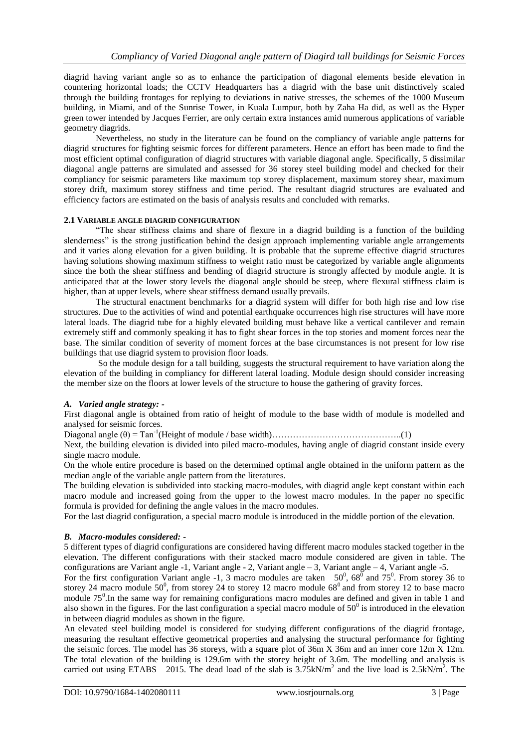diagrid having variant angle so as to enhance the participation of diagonal elements beside elevation in countering horizontal loads; the CCTV Headquarters has a diagrid with the base unit distinctively scaled through the building frontages for replying to deviations in native stresses, the schemes of the 1000 Museum building, in Miami, and of the Sunrise Tower, in Kuala Lumpur, both by Zaha Ha did, as well as the Hyper green tower intended by Jacques Ferrier, are only certain extra instances amid numerous applications of variable geometry diagrids.

Nevertheless, no study in the literature can be found on the compliancy of variable angle patterns for diagrid structures for fighting seismic forces for different parameters. Hence an effort has been made to find the most efficient optimal configuration of diagrid structures with variable diagonal angle. Specifically, 5 dissimilar diagonal angle patterns are simulated and assessed for 36 storey steel building model and checked for their compliancy for seismic parameters like maximum top storey displacement, maximum storey shear, maximum storey drift, maximum storey stiffness and time period. The resultant diagrid structures are evaluated and efficiency factors are estimated on the basis of analysis results and concluded with remarks.

### 2.1 VARIABLE ANGLE DIAGRID CONFIGURATION

"The shear stiffness claims and share of flexure in a diagrid building is a function of the building slenderness" is the strong justification behind the design approach implementing variable angle arrangements and it varies along elevation for a given building. It is probable that the supreme effective diagrid structures having solutions showing maximum stiffness to weight ratio must be categorized by variable angle alignments since the both the shear stiffness and bending of diagrid structure is strongly affected by module angle. It is anticipated that at the lower story levels the diagonal angle should be steep, where flexural stiffness claim is higher, than at upper levels, where shear stiffness demand usually prevails.

The structural enactment benchmarks for a diagrid system will differ for both high rise and low rise structures. Due to the activities of wind and potential earthquake occurrences high rise structures will have more lateral loads. The diagrid tube for a highly elevated building must behave like a vertical cantilever and remain extremely stiff and commonly speaking it has to fight shear forces in the top stories and moment forces near the base. The similar condition of severity of moment forces at the base circumstances is not present for low rise buildings that use diagrid system to provision floor loads.

So the module design for a tall building, suggests the structural requirement to have variation along the elevation of the building in compliancy for different lateral loading. Module design should consider increasing the member size on the floors at lower levels of the structure to house the gathering of gravity forces.

#### *A. Varied angle strategy: -*

First diagonal angle is obtained from ratio of height of module to the base width of module is modelled and analysed for seismic forces.

Diagonal angle $(\theta) = \mathrm{Tan}^{-1}$(Height of module / base width)……………………………………..(1)

Next, the building elevation is divided into piled macro-modules, having angle of diagrid constant inside every single macro module.

On the whole entire procedure is based on the determined optimal angle obtained in the uniform pattern as the median angle of the variable angle pattern from the literatures.

The building elevation is subdivided into stacking macro-modules, with diagrid angle kept constant within each macro module and increased going from the upper to the lowest macro modules. In the paper no specific formula is provided for defining the angle values in the macro modules.

For the last diagrid configuration, a special macro module is introduced in the middle portion of the elevation.

#### *B. Macro-modules considered: -*

5 different types of diagrid configurations are considered having different macro modules stacked together in the elevation. The different configurations with their stacked macro module considered are given in table. The configurations are Variant angle -1, Variant angle - 2, Variant angle – 3, Variant angle – 4, Variant angle -5.

For the first configuration Variant angle -1, 3 macro modules are taken $50^0$, $68^0$ and $75^0$. From storey 36 to storey 24 macro module $50^0$, from storey 24 to storey 12 macro module $68^0$ and from storey 12 to base macro module $75^0$.In the same way for remaining configurations macro modules are defined and given in table 1 and also shown in the figures. For the last configuration a special macro module of $50^0$ is introduced in the elevation in between diagrid modules as shown in the figure.

An elevated steel building model is considered for studying different configurations of the diagrid frontage, measuring the resultant effective geometrical properties and analysing the structural performance for fighting the seismic forces. The model has 36 storeys, with a square plot of 36m X 36m and an inner core 12m X 12m. The total elevation of the building is 129.6m with the storey height of 3.6m. The modelling and analysis is carried out using ETABS 2015. The dead load of the slab is $3.75\mathrm{kN/m^2}$ and the live load is $2.5\mathrm{kN/m^2}$. The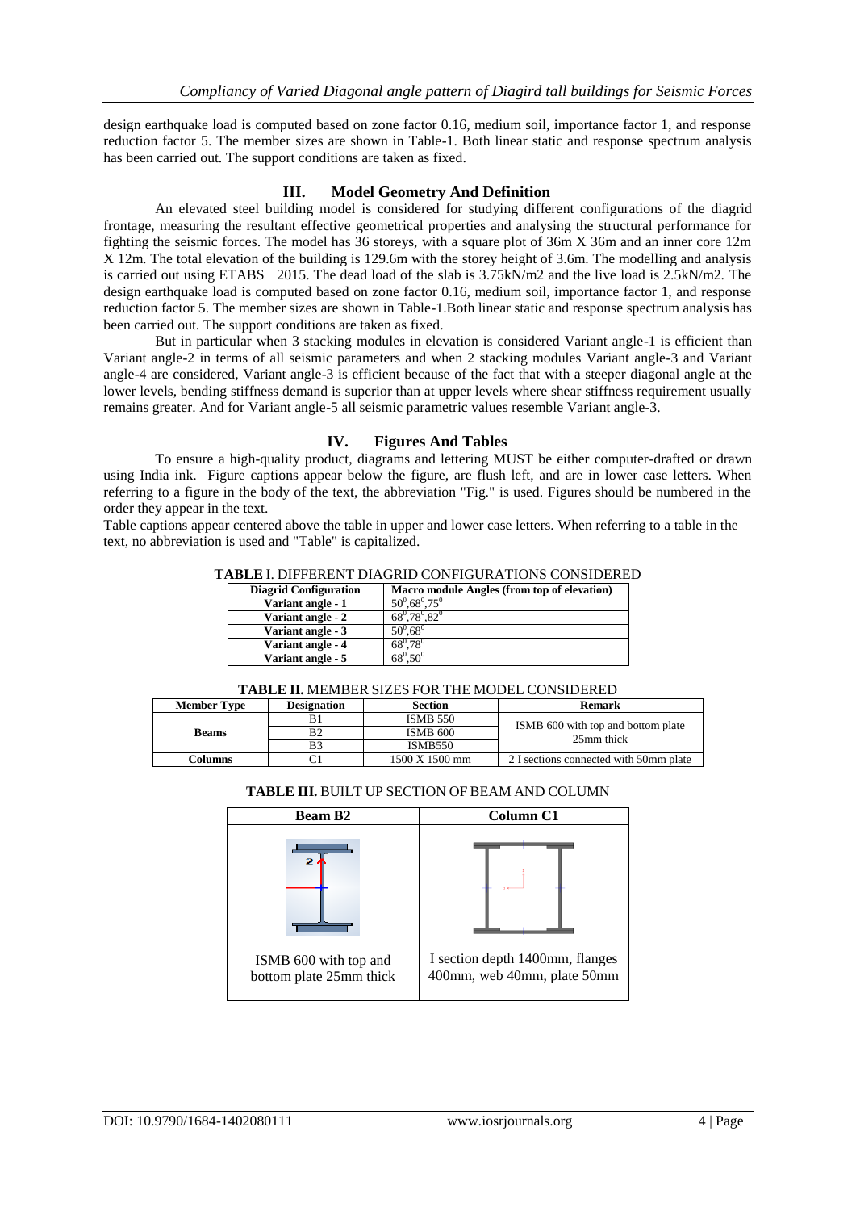design earthquake load is computed based on zone factor 0.16, medium soil, importance factor 1, and response reduction factor 5. The member sizes are shown in Table-1. Both linear static and response spectrum analysis has been carried out. The support conditions are taken as fixed.

## III. Model Geometry And Definition

An elevated steel building model is considered for studying different configurations of the diagrid frontage, measuring the resultant effective geometrical properties and analysing the structural performance for fighting the seismic forces. The model has 36 storeys, with a square plot of 36m X 36m and an inner core 12m X 12m. The total elevation of the building is 129.6m with the storey height of 3.6m. The modelling and analysis is carried out using ETABS 2015. The dead load of the slab is 3.75kN/m2 and the live load is 2.5kN/m2. The design earthquake load is computed based on zone factor 0.16, medium soil, importance factor 1, and response reduction factor 5. The member sizes are shown in Table-1.Both linear static and response spectrum analysis has been carried out. The support conditions are taken as fixed.

But in particular when 3 stacking modules in elevation is considered Variant angle-1 is efficient than Variant angle-2 in terms of all seismic parameters and when 2 stacking modules Variant angle-3 and Variant angle-4 are considered, Variant angle-3 is efficient because of the fact that with a steeper diagonal angle at the lower levels, bending stiffness demand is superior than at upper levels where shear stiffness requirement usually remains greater. And for Variant angle-5 all seismic parametric values resemble Variant angle-3.

## IV. Figures And Tables

To ensure a high-quality product, diagrams and lettering MUST be either computer-drafted or drawn using India ink. Figure captions appear below the figure, are flush left, and are in lower case letters. When referring to a figure in the body of the text, the abbreviation "Fig." is used. Figures should be numbered in the order they appear in the text.

Table captions appear centered above the table in upper and lower case letters. When referring to a table in the text, no abbreviation is used and "Table" is capitalized.

**TABLE** I. DIFFERENT DIAGRID CONFIGURATIONS CONSIDERED

| Diagrid Configuration | Macro module Angles (from top of elevation) |
|---|---|
| Variant angle - 1 | $50^0,68^0,75^0$ |
| Variant angle - 2 | $68^0,78^0,82^0$ |
| Variant angle - 3 | $50^0,68^0$ |
| Variant angle - 4 | $68^0,78^0$ |
| Variant angle - 5 | $68^0,50^0$ |

**TABLE II.** MEMBER SIZES FOR THE MODEL CONSIDERED

| Member Type | Designation | Section | Remark |
|---|---|---|---|
| Beams | B1 | ISMB 550 | ISMB 600 with top and bottom plate 25mm thick |
| | B2 | ISMB 600 | |
| | B3 | ISMB550 | |
| Columns | C1 | 1500 X 1500 mm | 2 I sections connected with 50mm plate |

**TABLE III.** BUILT UP SECTION OF BEAM AND COLUMN

| Beam B2 | Column C1 |
|---|---|
| ISMB 600 with top and bottom plate 25mm thick | I section depth 1400mm, flanges 400mm, web 40mm, plate 50mm |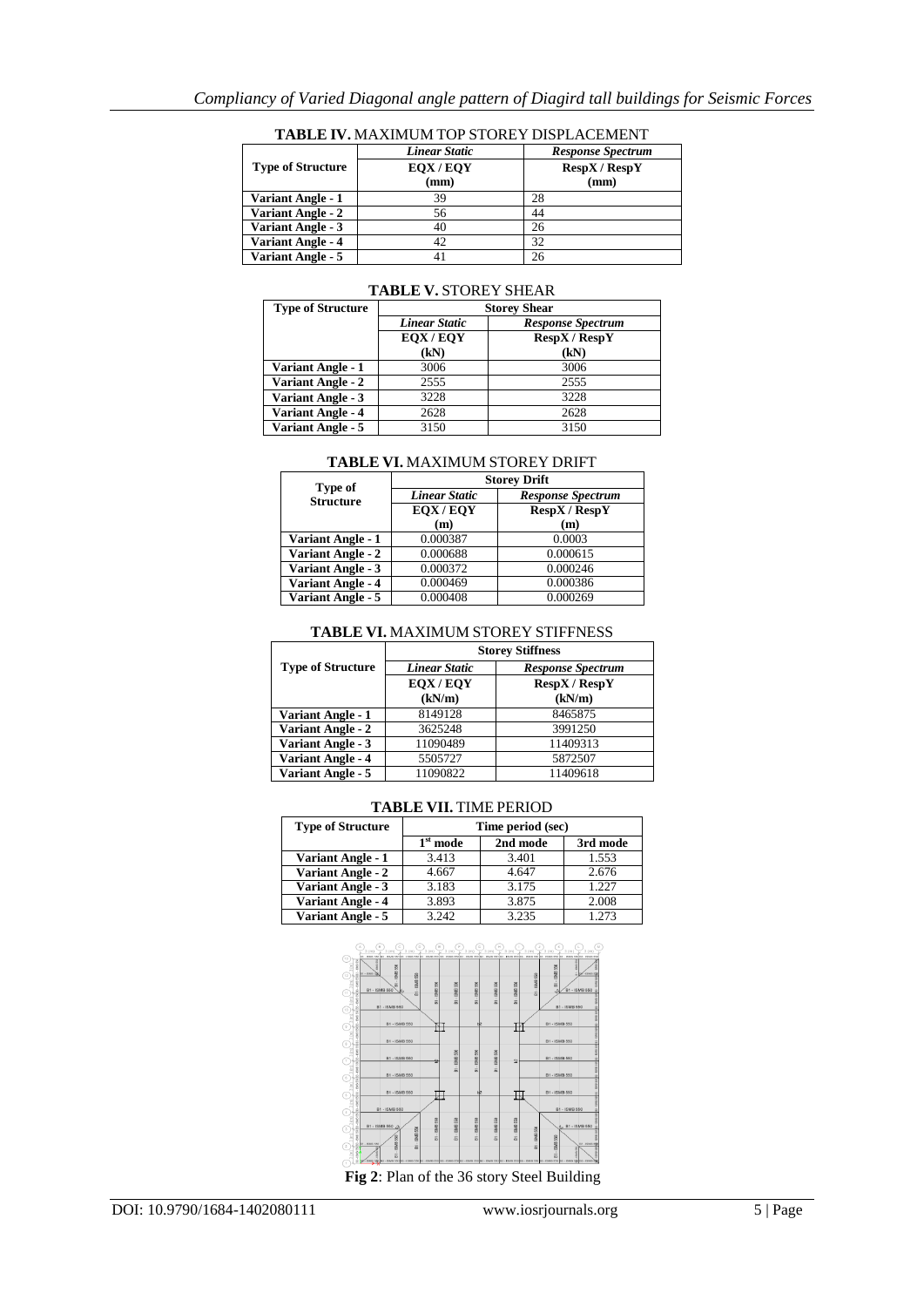**TABLE IV.** MAXIMUM TOP STOREY DISPLACEMENT

| Type of Structure | *Linear Static* EQX / EQY (mm) | *Response Spectrum* RespX / RespY (mm) |
|---|---|---|
| **Variant Angle - 1** | 39 | 28 |
| **Variant Angle - 2** | 56 | 44 |
| **Variant Angle - 3** | 40 | 26 |
| **Variant Angle - 4** | 42 | 32 |
| **Variant Angle - 5** | 41 | 26 |

**TABLE V.** STOREY SHEAR

| Type of Structure | Storey Shear | |
|---|---|---|
| | *Linear Static* EQX / EQY (kN) | *Response Spectrum* RespX / RespY (kN) |
| **Variant Angle - 1** | 3006 | 3006 |
| **Variant Angle - 2** | 2555 | 2555 |
| **Variant Angle - 3** | 3228 | 3228 |
| **Variant Angle - 4** | 2628 | 2628 |
| **Variant Angle - 5** | 3150 | 3150 |

**TABLE VI.** MAXIMUM STOREY DRIFT

| Type of Structure | Storey Drift | |
|---|---|---|
| | *Linear Static* EQX / EQY (m) | *Response Spectrum* RespX / RespY (m) |
| **Variant Angle - 1** | 0.000387 | 0.0003 |
| **Variant Angle - 2** | 0.000688 | 0.000615 |
| **Variant Angle - 3** | 0.000372 | 0.000246 |
| **Variant Angle - 4** | 0.000469 | 0.000386 |
| **Variant Angle - 5** | 0.000408 | 0.000269 |

**TABLE VI.** MAXIMUM STOREY STIFFNESS

| Type of Structure | Storey Stiffness | |
|---|---|---|
| | *Linear Static* EQX / EQY (kN/m) | *Response Spectrum* RespX / RespY (kN/m) |
| **Variant Angle - 1** | 8149128 | 8465875 |
| **Variant Angle - 2** | 3625248 | 3991250 |
| **Variant Angle - 3** | 11090489 | 11409313 |
| **Variant Angle - 4** | 5505727 | 5872507 |
| **Variant Angle - 5** | 11090822 | 11409618 |

**TABLE VII.** TIME PERIOD

| Type of Structure | Time period (sec) | | |
|---|---|---|---|
| | 1st mode | 2nd mode | 3rd mode |
| **Variant Angle - 1** | 3.413 | 3.401 | 1.553 |
| **Variant Angle - 2** | 4.667 | 4.647 | 2.676 |
| **Variant Angle - 3** | 3.183 | 3.175 | 1.227 |
| **Variant Angle - 4** | 3.893 | 3.875 | 2.008 |
| **Variant Angle - 5** | 3.242 | 3.235 | 1.273 |

**Fig 2**: Plan of the 36 story Steel Building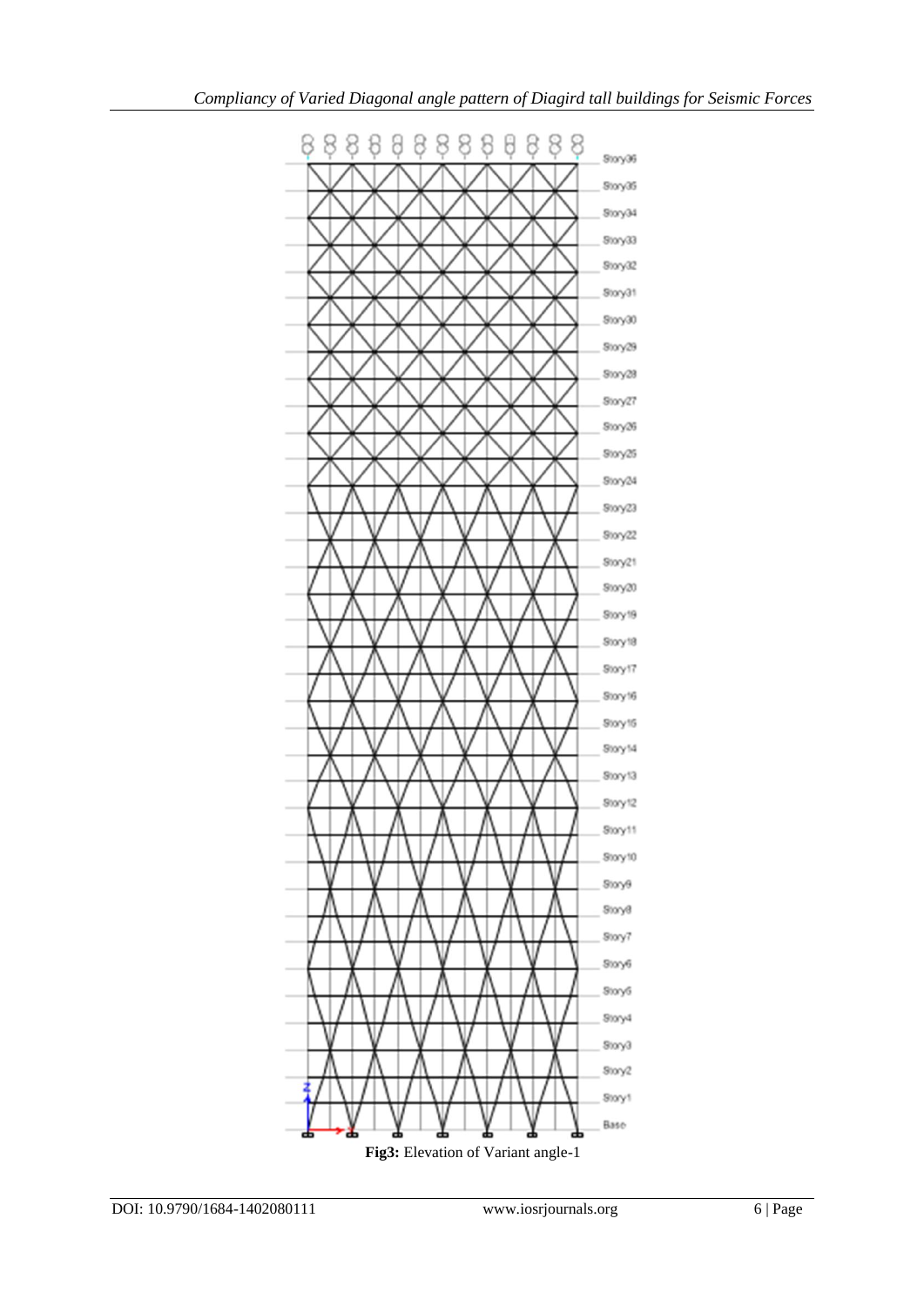**Fig3:** Elevation of Variant angle-1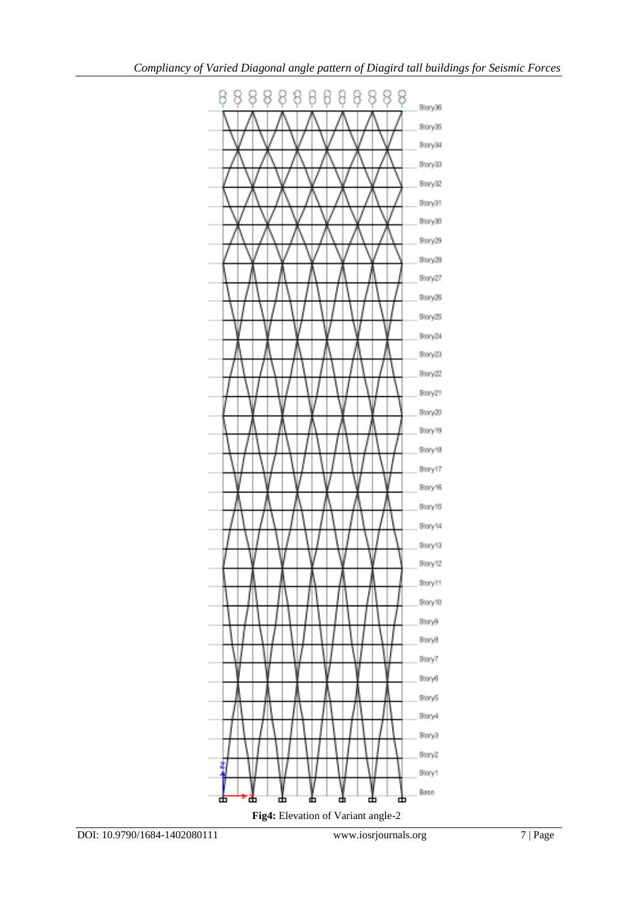**Fig4:** Elevation of Variant angle-2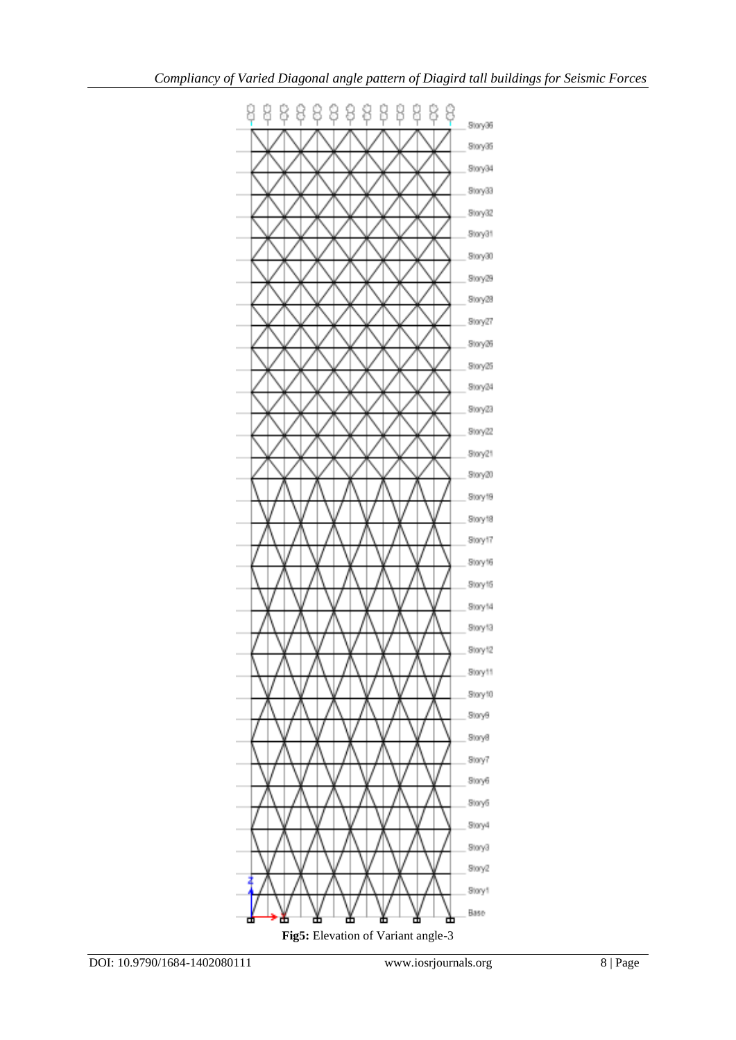**Fig5:** Elevation of Variant angle-3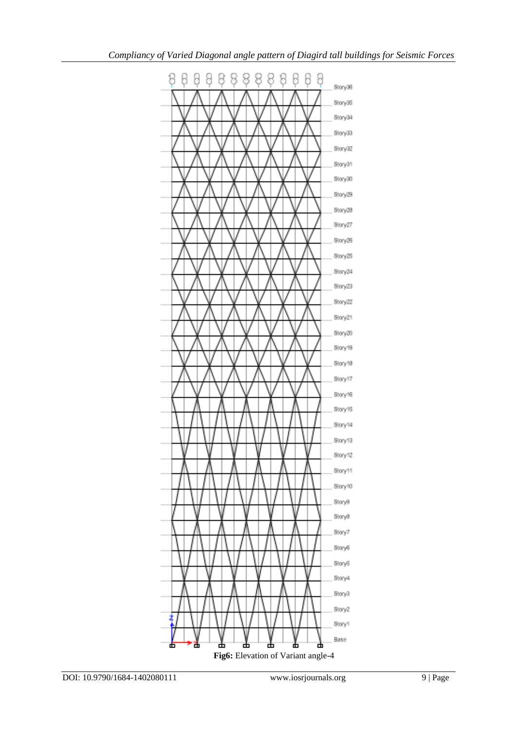**Fig6:** Elevation of Variant angle-4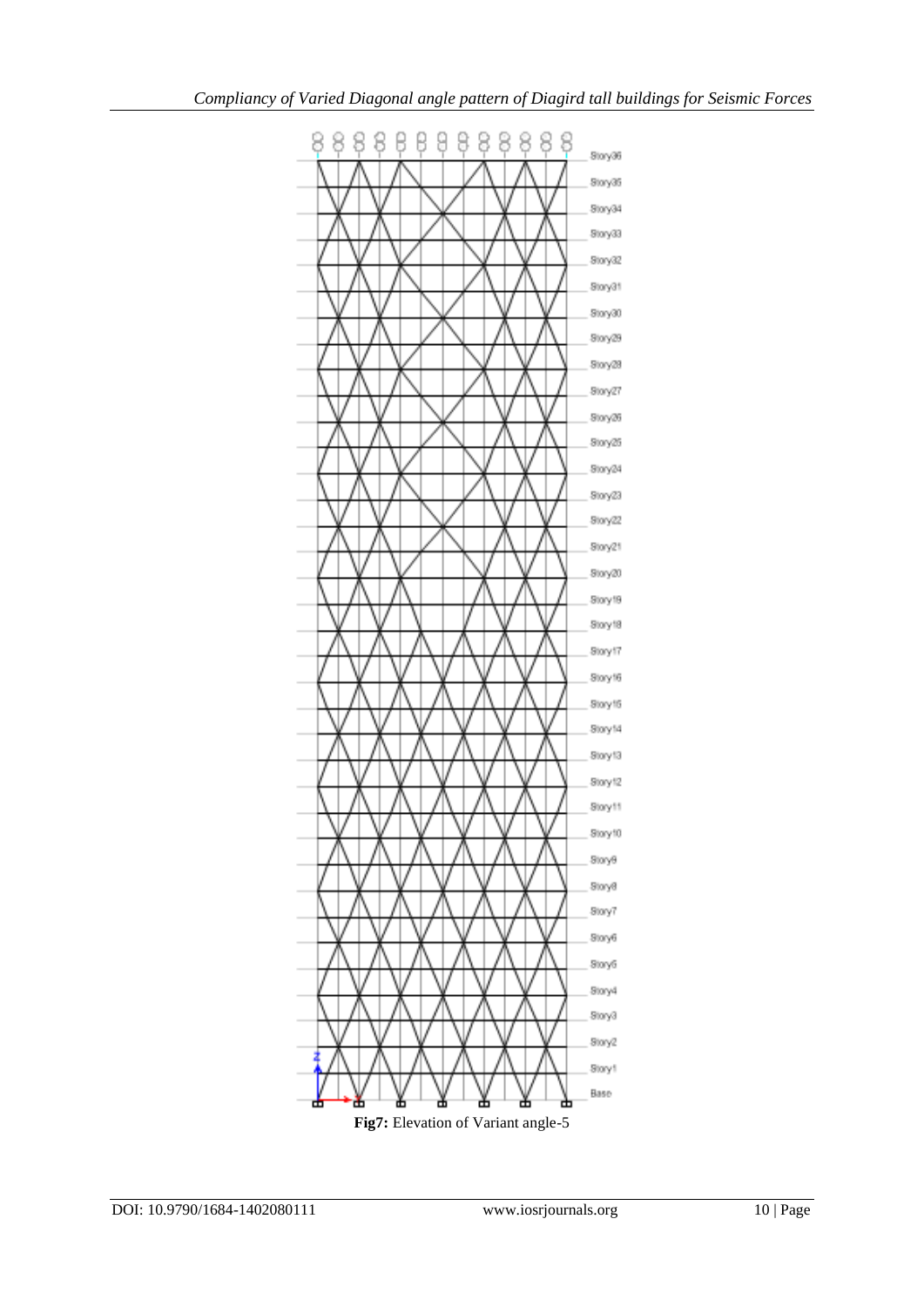Fig7: Elevation of Variant angle-5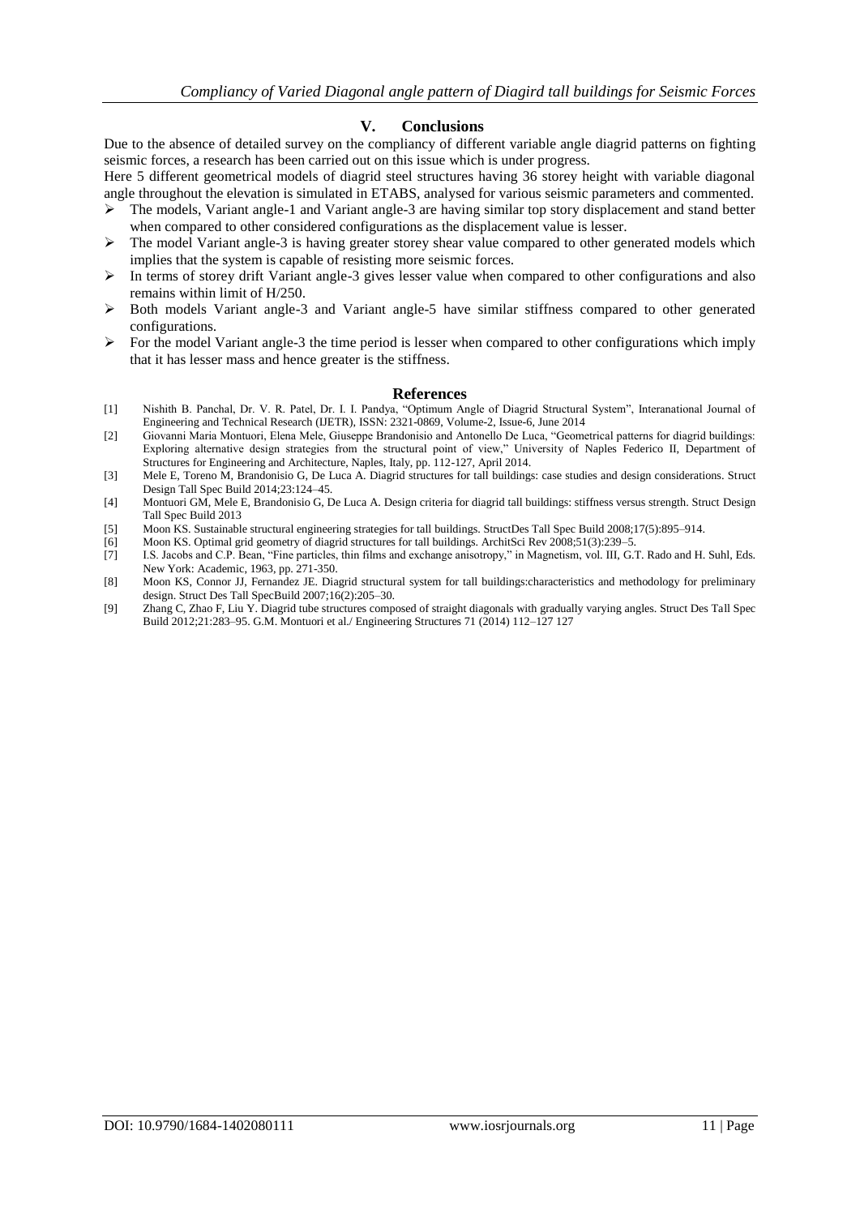## V. Conclusions

Due to the absence of detailed survey on the compliancy of different variable angle diagrid patterns on fighting seismic forces, a research has been carried out on this issue which is under progress.

Here 5 different geometrical models of diagrid steel structures having 36 storey height with variable diagonal angle throughout the elevation is simulated in ETABS, analysed for various seismic parameters and commented.

- The models, Variant angle-1 and Variant angle-3 are having similar top story displacement and stand better when compared to other considered configurations as the displacement value is lesser.
- The model Variant angle-3 is having greater storey shear value compared to other generated models which implies that the system is capable of resisting more seismic forces.
- In terms of storey drift Variant angle-3 gives lesser value when compared to other configurations and also remains within limit of H/250.
- Both models Variant angle-3 and Variant angle-5 have similar stiffness compared to other generated configurations.
- For the model Variant angle-3 the time period is lesser when compared to other configurations which imply that it has lesser mass and hence greater is the stiffness.

## References

[1] Nishith B. Panchal, Dr. V. R. Patel, Dr. I. I. Pandya, "Optimum Angle of Diagrid Structural System", Interanational Journal of Engineering and Technical Research (IJETR), ISSN: 2321-0869, Volume-2, Issue-6, June 2014

[2] Giovanni Maria Montuori, Elena Mele, Giuseppe Brandonisio and Antonello De Luca, "Geometrical patterns for diagrid buildings: Exploring alternative design strategies from the structural point of view," University of Naples Federico II, Department of Structures for Engineering and Architecture, Naples, Italy, pp. 112-127, April 2014.

[3] Mele E, Toreno M, Brandonisio G, De Luca A. Diagrid structures for tall buildings: case studies and design considerations. Struct Design Tall Spec Build 2014;23:124–45.

[4] Montuori GM, Mele E, Brandonisio G, De Luca A. Design criteria for diagrid tall buildings: stiffness versus strength. Struct Design Tall Spec Build 2013

[5] Moon KS. Sustainable structural engineering strategies for tall buildings. StructDes Tall Spec Build 2008;17(5):895–914.

[6] Moon KS. Optimal grid geometry of diagrid structures for tall buildings. ArchitSci Rev 2008;51(3):239–5.

[7] I.S. Jacobs and C.P. Bean, "Fine particles, thin films and exchange anisotropy," in Magnetism, vol. III, G.T. Rado and H. Suhl, Eds. New York: Academic, 1963, pp. 271-350.

[8] Moon KS, Connor JJ, Fernandez JE. Diagrid structural system for tall buildings:characteristics and methodology for preliminary design. Struct Des Tall SpecBuild 2007;16(2):205–30.

[9] Zhang C, Zhao F, Liu Y. Diagrid tube structures composed of straight diagonals with gradually varying angles. Struct Des Tall Spec Build 2012;21:283–95. G.M. Montuori et al./ Engineering Structures 71 (2014) 112–127 127